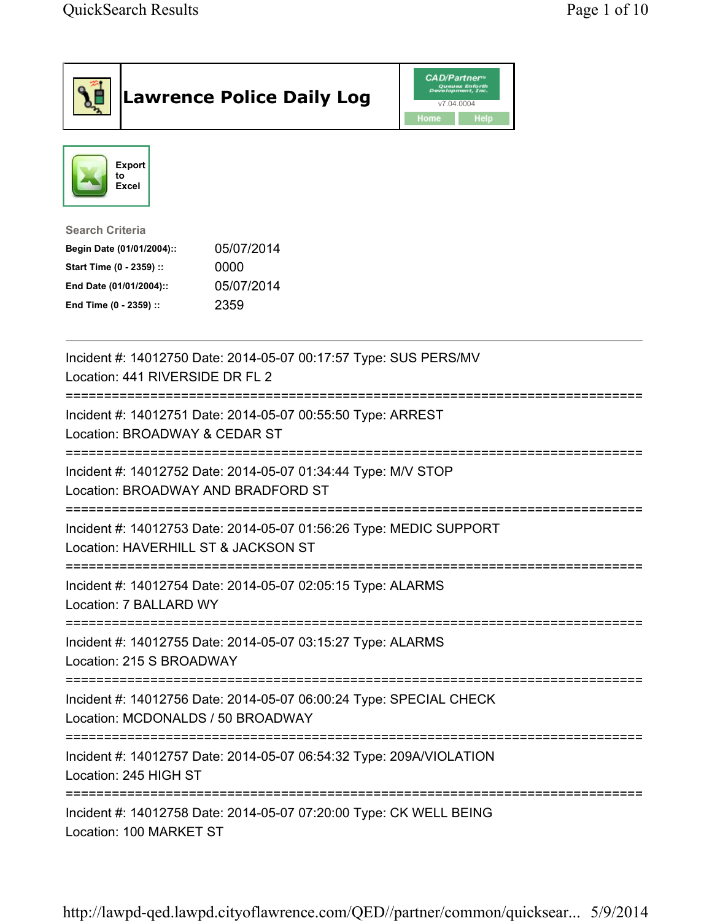# Lawrence Police Daily Log

CAD/Partner™
Queues Enforth Development, Inc.
v7.04.0004

Home Help

Export to Excel

**Search Criteria**

| | |
|---|---|
| **Begin Date (01/01/2004)::** | 05/07/2014 |
| **Start Time (0 - 2359) ::** | 0000 |
| **End Date (01/01/2004)::** | 05/07/2014 |
| **End Time (0 - 2359) ::** | 2359 |

---

Incident #: 14012750 Date: 2014-05-07 00:17:57 Type: SUS PERS/MV
Location: 441 RIVERSIDE DR FL 2
===========================================================================
Incident #: 14012751 Date: 2014-05-07 00:55:50 Type: ARREST
Location: BROADWAY & CEDAR ST
===========================================================================
Incident #: 14012752 Date: 2014-05-07 01:34:44 Type: M/V STOP
Location: BROADWAY AND BRADFORD ST
===========================================================================
Incident #: 14012753 Date: 2014-05-07 01:56:26 Type: MEDIC SUPPORT
Location: HAVERHILL ST & JACKSON ST
===========================================================================
Incident #: 14012754 Date: 2014-05-07 02:05:15 Type: ALARMS
Location: 7 BALLARD WY
===========================================================================
Incident #: 14012755 Date: 2014-05-07 03:15:27 Type: ALARMS
Location: 215 S BROADWAY
===========================================================================
Incident #: 14012756 Date: 2014-05-07 06:00:24 Type: SPECIAL CHECK
Location: MCDONALDS / 50 BROADWAY
===========================================================================
Incident #: 14012757 Date: 2014-05-07 06:54:32 Type: 209A/VIOLATION
Location: 245 HIGH ST
===========================================================================
Incident #: 14012758 Date: 2014-05-07 07:20:00 Type: CK WELL BEING
Location: 100 MARKET ST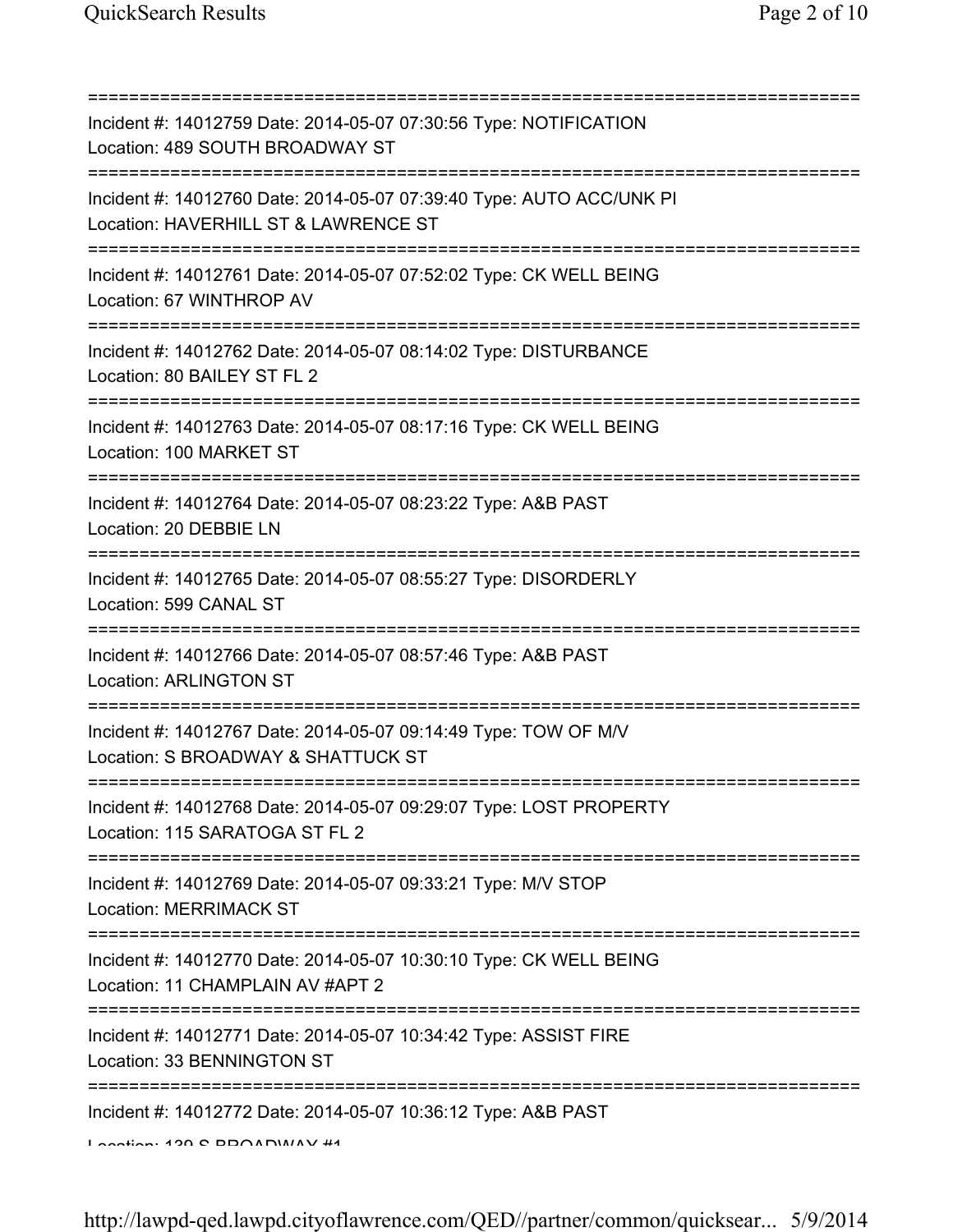===========================================================================
Incident #: 14012759 Date: 2014-05-07 07:30:56 Type: NOTIFICATION
Location: 489 SOUTH BROADWAY ST
===========================================================================
Incident #: 14012760 Date: 2014-05-07 07:39:40 Type: AUTO ACC/UNK PI
Location: HAVERHILL ST & LAWRENCE ST
===========================================================================
Incident #: 14012761 Date: 2014-05-07 07:52:02 Type: CK WELL BEING
Location: 67 WINTHROP AV
===========================================================================
Incident #: 14012762 Date: 2014-05-07 08:14:02 Type: DISTURBANCE
Location: 80 BAILEY ST FL 2
===========================================================================
Incident #: 14012763 Date: 2014-05-07 08:17:16 Type: CK WELL BEING
Location: 100 MARKET ST
===========================================================================
Incident #: 14012764 Date: 2014-05-07 08:23:22 Type: A&B PAST
Location: 20 DEBBIE LN
===========================================================================
Incident #: 14012765 Date: 2014-05-07 08:55:27 Type: DISORDERLY
Location: 599 CANAL ST
===========================================================================
Incident #: 14012766 Date: 2014-05-07 08:57:46 Type: A&B PAST
Location: ARLINGTON ST
===========================================================================
Incident #: 14012767 Date: 2014-05-07 09:14:49 Type: TOW OF M/V
Location: S BROADWAY & SHATTUCK ST
===========================================================================
Incident #: 14012768 Date: 2014-05-07 09:29:07 Type: LOST PROPERTY
Location: 115 SARATOGA ST FL 2
===========================================================================
Incident #: 14012769 Date: 2014-05-07 09:33:21 Type: M/V STOP
Location: MERRIMACK ST
===========================================================================
Incident #: 14012770 Date: 2014-05-07 10:30:10 Type: CK WELL BEING
Location: 11 CHAMPLAIN AV #APT 2
===========================================================================
Incident #: 14012771 Date: 2014-05-07 10:34:42 Type: ASSIST FIRE
Location: 33 BENNINGTON ST
===========================================================================
Incident #: 14012772 Date: 2014-05-07 10:36:12 Type: A&B PAST
Location: 139 S BROADWAY #1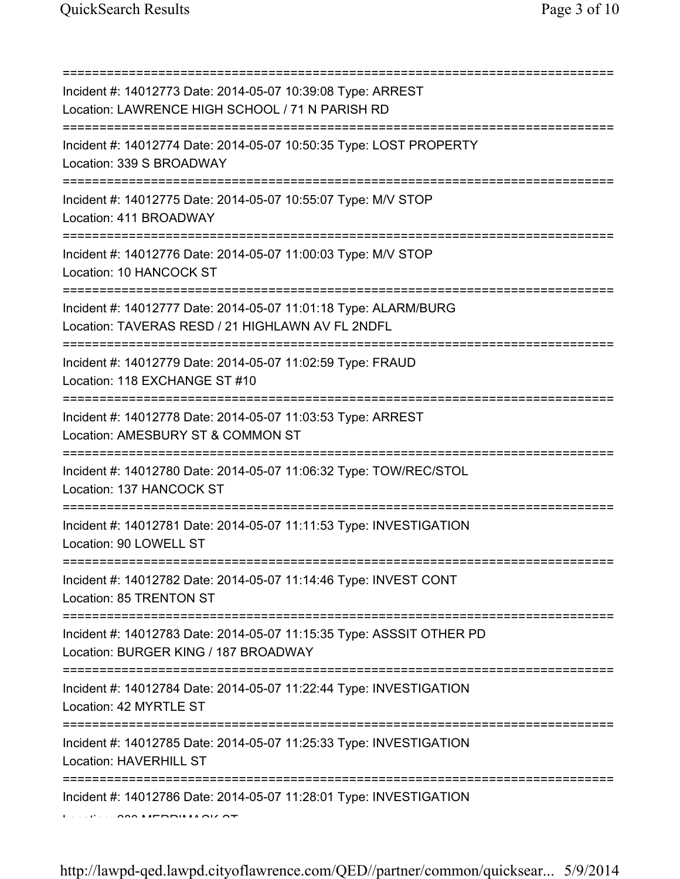===========================================================================

Incident #: 14012773 Date: 2014-05-07 10:39:08 Type: ARREST
Location: LAWRENCE HIGH SCHOOL / 71 N PARISH RD

===========================================================================

Incident #: 14012774 Date: 2014-05-07 10:50:35 Type: LOST PROPERTY
Location: 339 S BROADWAY

===========================================================================

Incident #: 14012775 Date: 2014-05-07 10:55:07 Type: M/V STOP
Location: 411 BROADWAY

===========================================================================

Incident #: 14012776 Date: 2014-05-07 11:00:03 Type: M/V STOP
Location: 10 HANCOCK ST

===========================================================================

Incident #: 14012777 Date: 2014-05-07 11:01:18 Type: ALARM/BURG
Location: TAVERAS RESD / 21 HIGHLAWN AV FL 2NDFL

===========================================================================

Incident #: 14012779 Date: 2014-05-07 11:02:59 Type: FRAUD
Location: 118 EXCHANGE ST #10

===========================================================================

Incident #: 14012778 Date: 2014-05-07 11:03:53 Type: ARREST
Location: AMESBURY ST & COMMON ST

===========================================================================

Incident #: 14012780 Date: 2014-05-07 11:06:32 Type: TOW/REC/STOL
Location: 137 HANCOCK ST

===========================================================================

Incident #: 14012781 Date: 2014-05-07 11:11:53 Type: INVESTIGATION
Location: 90 LOWELL ST

===========================================================================

Incident #: 14012782 Date: 2014-05-07 11:14:46 Type: INVEST CONT
Location: 85 TRENTON ST

===========================================================================

Incident #: 14012783 Date: 2014-05-07 11:15:35 Type: ASSSIT OTHER PD
Location: BURGER KING / 187 BROADWAY

===========================================================================

Incident #: 14012784 Date: 2014-05-07 11:22:44 Type: INVESTIGATION
Location: 42 MYRTLE ST

===========================================================================

Incident #: 14012785 Date: 2014-05-07 11:25:33 Type: INVESTIGATION
Location: HAVERHILL ST

===========================================================================

Incident #: 14012786 Date: 2014-05-07 11:28:01 Type: INVESTIGATION
Location: 200 MERRIMACK ST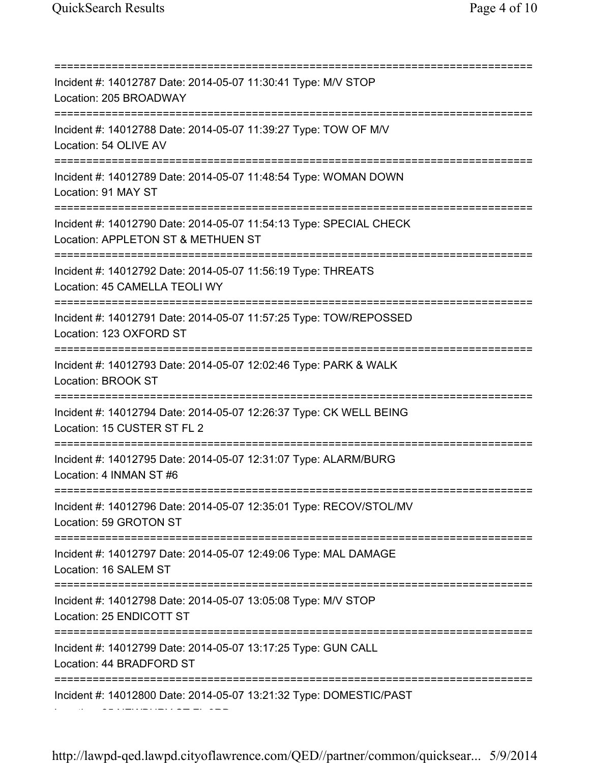===========================================================================

Incident #: 14012787 Date: 2014-05-07 11:30:41 Type: M/V STOP
Location: 205 BROADWAY

===========================================================================

Incident #: 14012788 Date: 2014-05-07 11:39:27 Type: TOW OF M/V
Location: 54 OLIVE AV

===========================================================================

Incident #: 14012789 Date: 2014-05-07 11:48:54 Type: WOMAN DOWN
Location: 91 MAY ST

===========================================================================

Incident #: 14012790 Date: 2014-05-07 11:54:13 Type: SPECIAL CHECK
Location: APPLETON ST & METHUEN ST

===========================================================================

Incident #: 14012792 Date: 2014-05-07 11:56:19 Type: THREATS
Location: 45 CAMELLA TEOLI WY

===========================================================================

Incident #: 14012791 Date: 2014-05-07 11:57:25 Type: TOW/REPOSSED
Location: 123 OXFORD ST

===========================================================================

Incident #: 14012793 Date: 2014-05-07 12:02:46 Type: PARK & WALK
Location: BROOK ST

===========================================================================

Incident #: 14012794 Date: 2014-05-07 12:26:37 Type: CK WELL BEING
Location: 15 CUSTER ST FL 2

===========================================================================

Incident #: 14012795 Date: 2014-05-07 12:31:07 Type: ALARM/BURG
Location: 4 INMAN ST #6

===========================================================================

Incident #: 14012796 Date: 2014-05-07 12:35:01 Type: RECOV/STOL/MV
Location: 59 GROTON ST

===========================================================================

Incident #: 14012797 Date: 2014-05-07 12:49:06 Type: MAL DAMAGE
Location: 16 SALEM ST

===========================================================================

Incident #: 14012798 Date: 2014-05-07 13:05:08 Type: M/V STOP
Location: 25 ENDICOTT ST

===========================================================================

Incident #: 14012799 Date: 2014-05-07 13:17:25 Type: GUN CALL
Location: 44 BRADFORD ST

===========================================================================

Incident #: 14012800 Date: 2014-05-07 13:21:32 Type: DOMESTIC/PAST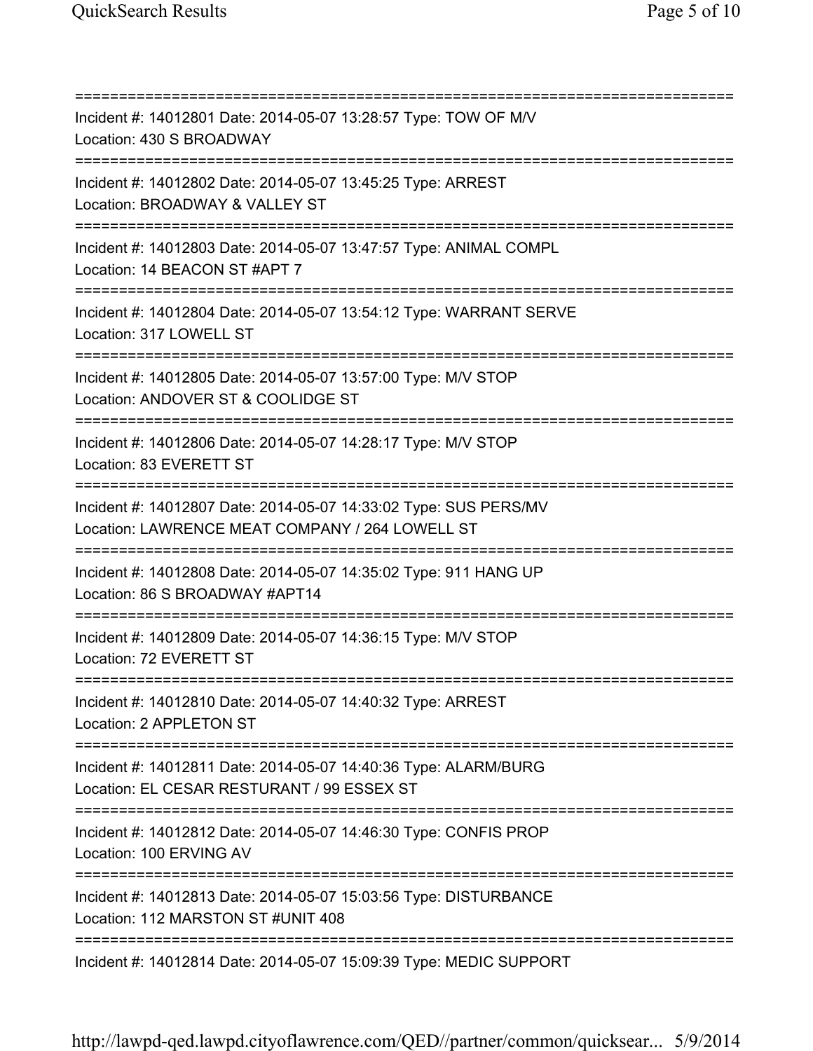===========================================================================
Incident #: 14012801 Date: 2014-05-07 13:28:57 Type: TOW OF M/V
Location: 430 S BROADWAY
===========================================================================
Incident #: 14012802 Date: 2014-05-07 13:45:25 Type: ARREST
Location: BROADWAY & VALLEY ST
===========================================================================
Incident #: 14012803 Date: 2014-05-07 13:47:57 Type: ANIMAL COMPL
Location: 14 BEACON ST #APT 7
===========================================================================
Incident #: 14012804 Date: 2014-05-07 13:54:12 Type: WARRANT SERVE
Location: 317 LOWELL ST
===========================================================================
Incident #: 14012805 Date: 2014-05-07 13:57:00 Type: M/V STOP
Location: ANDOVER ST & COOLIDGE ST
===========================================================================
Incident #: 14012806 Date: 2014-05-07 14:28:17 Type: M/V STOP
Location: 83 EVERETT ST
===========================================================================
Incident #: 14012807 Date: 2014-05-07 14:33:02 Type: SUS PERS/MV
Location: LAWRENCE MEAT COMPANY / 264 LOWELL ST
===========================================================================
Incident #: 14012808 Date: 2014-05-07 14:35:02 Type: 911 HANG UP
Location: 86 S BROADWAY #APT14
===========================================================================
Incident #: 14012809 Date: 2014-05-07 14:36:15 Type: M/V STOP
Location: 72 EVERETT ST
===========================================================================
Incident #: 14012810 Date: 2014-05-07 14:40:32 Type: ARREST
Location: 2 APPLETON ST
===========================================================================
Incident #: 14012811 Date: 2014-05-07 14:40:36 Type: ALARM/BURG
Location: EL CESAR RESTURANT / 99 ESSEX ST
===========================================================================
Incident #: 14012812 Date: 2014-05-07 14:46:30 Type: CONFIS PROP
Location: 100 ERVING AV
===========================================================================
Incident #: 14012813 Date: 2014-05-07 15:03:56 Type: DISTURBANCE
Location: 112 MARSTON ST #UNIT 408
===========================================================================
Incident #: 14012814 Date: 2014-05-07 15:09:39 Type: MEDIC SUPPORT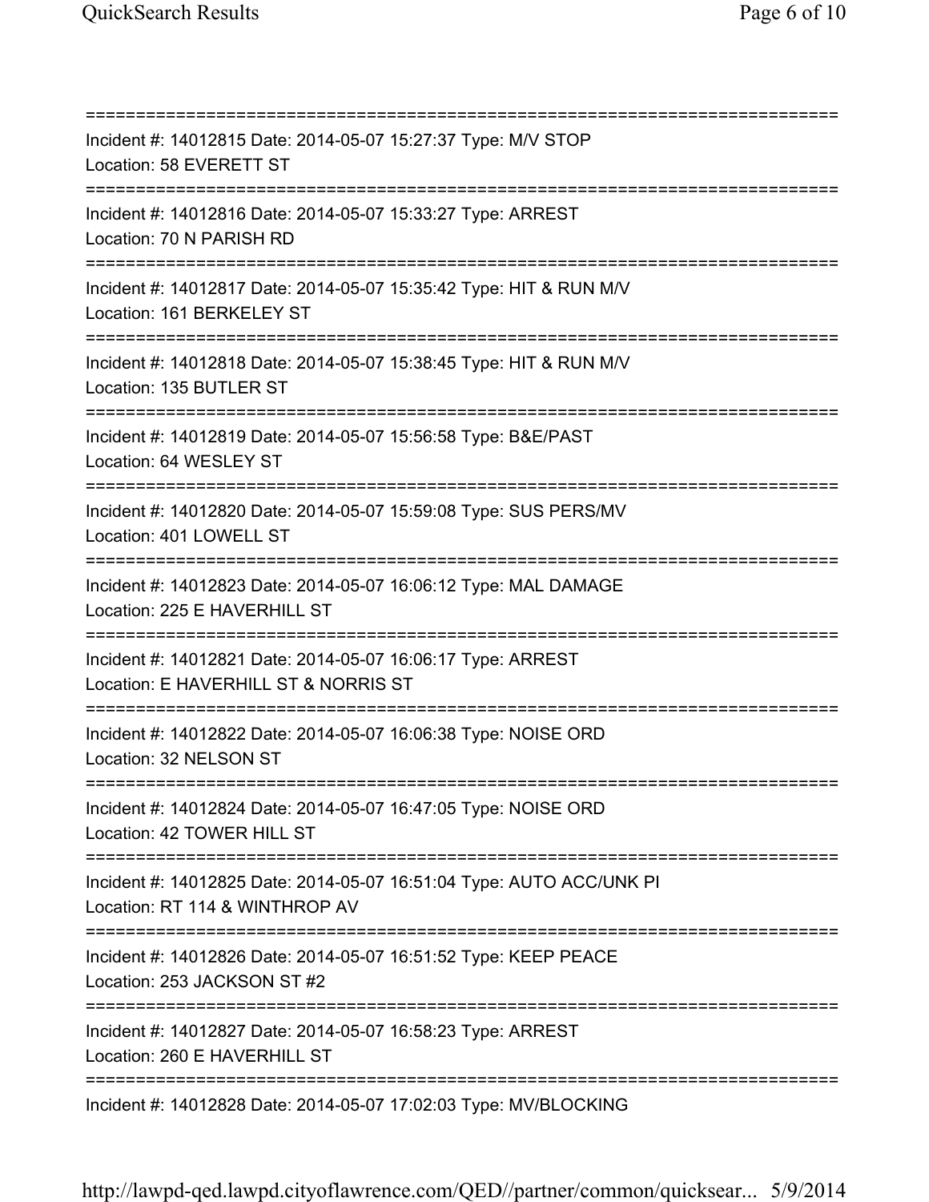===========================================================================
Incident #: 14012815 Date: 2014-05-07 15:27:37 Type: M/V STOP
Location: 58 EVERETT ST
===========================================================================
Incident #: 14012816 Date: 2014-05-07 15:33:27 Type: ARREST
Location: 70 N PARISH RD
===========================================================================
Incident #: 14012817 Date: 2014-05-07 15:35:42 Type: HIT & RUN M/V
Location: 161 BERKELEY ST
===========================================================================
Incident #: 14012818 Date: 2014-05-07 15:38:45 Type: HIT & RUN M/V
Location: 135 BUTLER ST
===========================================================================
Incident #: 14012819 Date: 2014-05-07 15:56:58 Type: B&E/PAST
Location: 64 WESLEY ST
===========================================================================
Incident #: 14012820 Date: 2014-05-07 15:59:08 Type: SUS PERS/MV
Location: 401 LOWELL ST
===========================================================================
Incident #: 14012823 Date: 2014-05-07 16:06:12 Type: MAL DAMAGE
Location: 225 E HAVERHILL ST
===========================================================================
Incident #: 14012821 Date: 2014-05-07 16:06:17 Type: ARREST
Location: E HAVERHILL ST & NORRIS ST
===========================================================================
Incident #: 14012822 Date: 2014-05-07 16:06:38 Type: NOISE ORD
Location: 32 NELSON ST
===========================================================================
Incident #: 14012824 Date: 2014-05-07 16:47:05 Type: NOISE ORD
Location: 42 TOWER HILL ST
===========================================================================
Incident #: 14012825 Date: 2014-05-07 16:51:04 Type: AUTO ACC/UNK PI
Location: RT 114 & WINTHROP AV
===========================================================================
Incident #: 14012826 Date: 2014-05-07 16:51:52 Type: KEEP PEACE
Location: 253 JACKSON ST #2
===========================================================================
Incident #: 14012827 Date: 2014-05-07 16:58:23 Type: ARREST
Location: 260 E HAVERHILL ST
===========================================================================
Incident #: 14012828 Date: 2014-05-07 17:02:03 Type: MV/BLOCKING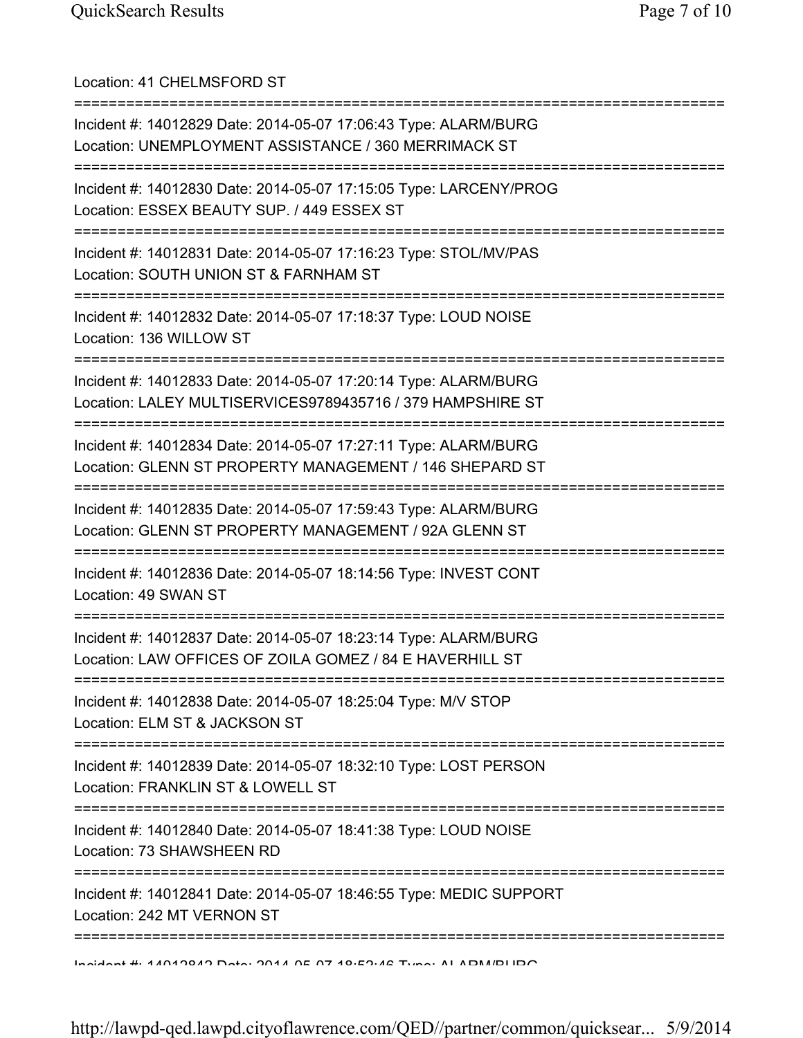Location: 41 CHELMSFORD ST

===========================================================================

Incident #: 14012829 Date: 2014-05-07 17:06:43 Type: ALARM/BURG
Location: UNEMPLOYMENT ASSISTANCE / 360 MERRIMACK ST

===========================================================================

Incident #: 14012830 Date: 2014-05-07 17:15:05 Type: LARCENY/PROG
Location: ESSEX BEAUTY SUP. / 449 ESSEX ST

===========================================================================

Incident #: 14012831 Date: 2014-05-07 17:16:23 Type: STOL/MV/PAS
Location: SOUTH UNION ST & FARNHAM ST

===========================================================================

Incident #: 14012832 Date: 2014-05-07 17:18:37 Type: LOUD NOISE
Location: 136 WILLOW ST

===========================================================================

Incident #: 14012833 Date: 2014-05-07 17:20:14 Type: ALARM/BURG
Location: LALEY MULTISERVICES9789435716 / 379 HAMPSHIRE ST

===========================================================================

Incident #: 14012834 Date: 2014-05-07 17:27:11 Type: ALARM/BURG
Location: GLENN ST PROPERTY MANAGEMENT / 146 SHEPARD ST

===========================================================================

Incident #: 14012835 Date: 2014-05-07 17:59:43 Type: ALARM/BURG
Location: GLENN ST PROPERTY MANAGEMENT / 92A GLENN ST

===========================================================================

Incident #: 14012836 Date: 2014-05-07 18:14:56 Type: INVEST CONT
Location: 49 SWAN ST

===========================================================================

Incident #: 14012837 Date: 2014-05-07 18:23:14 Type: ALARM/BURG
Location: LAW OFFICES OF ZOILA GOMEZ / 84 E HAVERHILL ST

===========================================================================

Incident #: 14012838 Date: 2014-05-07 18:25:04 Type: M/V STOP
Location: ELM ST & JACKSON ST

===========================================================================

Incident #: 14012839 Date: 2014-05-07 18:32:10 Type: LOST PERSON
Location: FRANKLIN ST & LOWELL ST

===========================================================================

Incident #: 14012840 Date: 2014-05-07 18:41:38 Type: LOUD NOISE
Location: 73 SHAWSHEEN RD

===========================================================================

Incident #: 14012841 Date: 2014-05-07 18:46:55 Type: MEDIC SUPPORT
Location: 242 MT VERNON ST

===========================================================================

Incident #: 14012842 Date: 2014-05-07 18:52:46 Type: ALARM/BURG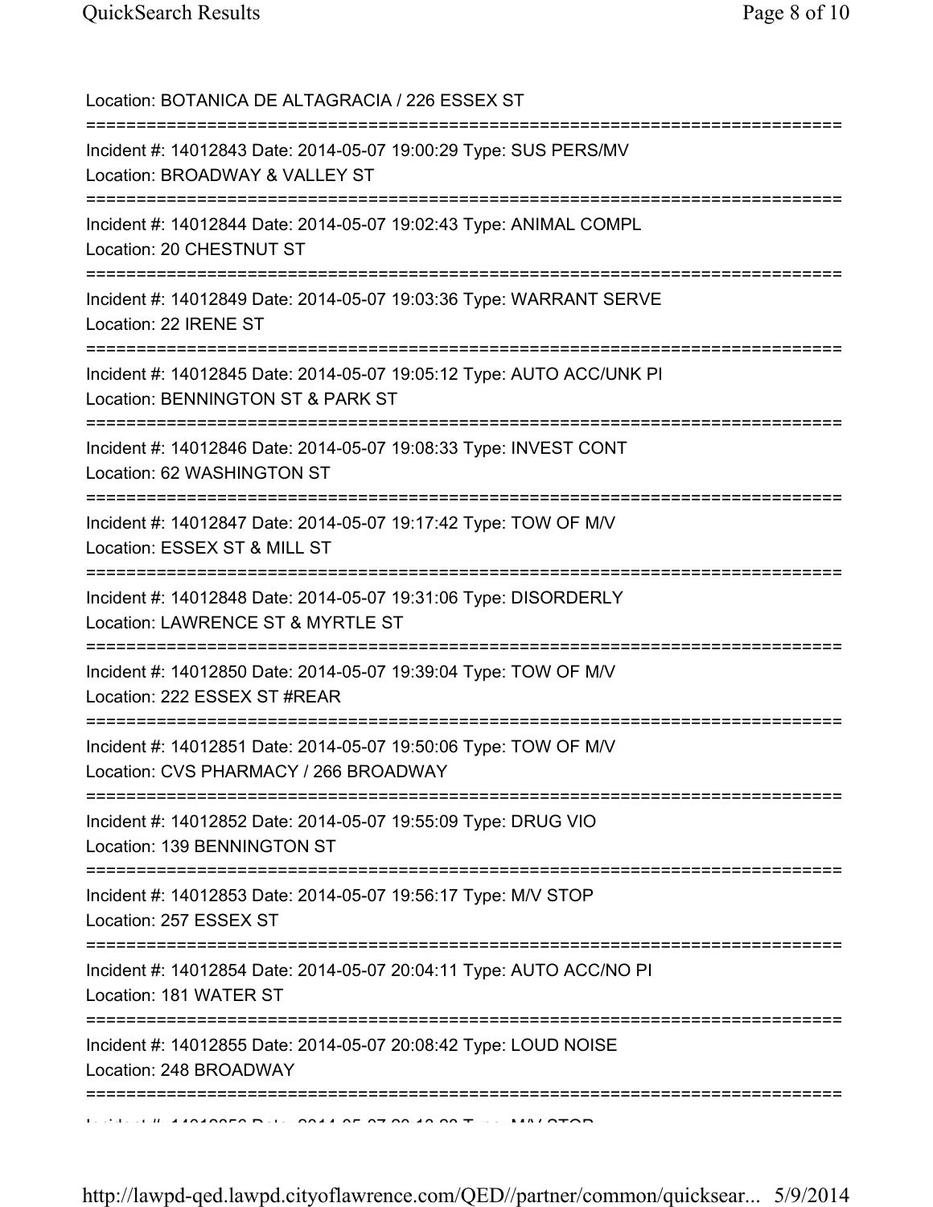Location: BOTANICA DE ALTAGRACIA / 226 ESSEX ST

===========================================================================

Incident #: 14012843 Date: 2014-05-07 19:00:29 Type: SUS PERS/MV
Location: BROADWAY & VALLEY ST

===========================================================================

Incident #: 14012844 Date: 2014-05-07 19:02:43 Type: ANIMAL COMPL
Location: 20 CHESTNUT ST

===========================================================================

Incident #: 14012849 Date: 2014-05-07 19:03:36 Type: WARRANT SERVE
Location: 22 IRENE ST

===========================================================================

Incident #: 14012845 Date: 2014-05-07 19:05:12 Type: AUTO ACC/UNK PI
Location: BENNINGTON ST & PARK ST

===========================================================================

Incident #: 14012846 Date: 2014-05-07 19:08:33 Type: INVEST CONT
Location: 62 WASHINGTON ST

===========================================================================

Incident #: 14012847 Date: 2014-05-07 19:17:42 Type: TOW OF M/V
Location: ESSEX ST & MILL ST

===========================================================================

Incident #: 14012848 Date: 2014-05-07 19:31:06 Type: DISORDERLY
Location: LAWRENCE ST & MYRTLE ST

===========================================================================

Incident #: 14012850 Date: 2014-05-07 19:39:04 Type: TOW OF M/V
Location: 222 ESSEX ST #REAR

===========================================================================

Incident #: 14012851 Date: 2014-05-07 19:50:06 Type: TOW OF M/V
Location: CVS PHARMACY / 266 BROADWAY

===========================================================================

Incident #: 14012852 Date: 2014-05-07 19:55:09 Type: DRUG VIO
Location: 139 BENNINGTON ST

===========================================================================

Incident #: 14012853 Date: 2014-05-07 19:56:17 Type: M/V STOP
Location: 257 ESSEX ST

===========================================================================

Incident #: 14012854 Date: 2014-05-07 20:04:11 Type: AUTO ACC/NO PI
Location: 181 WATER ST

===========================================================================

Incident #: 14012855 Date: 2014-05-07 20:08:42 Type: LOUD NOISE
Location: 248 BROADWAY

===========================================================================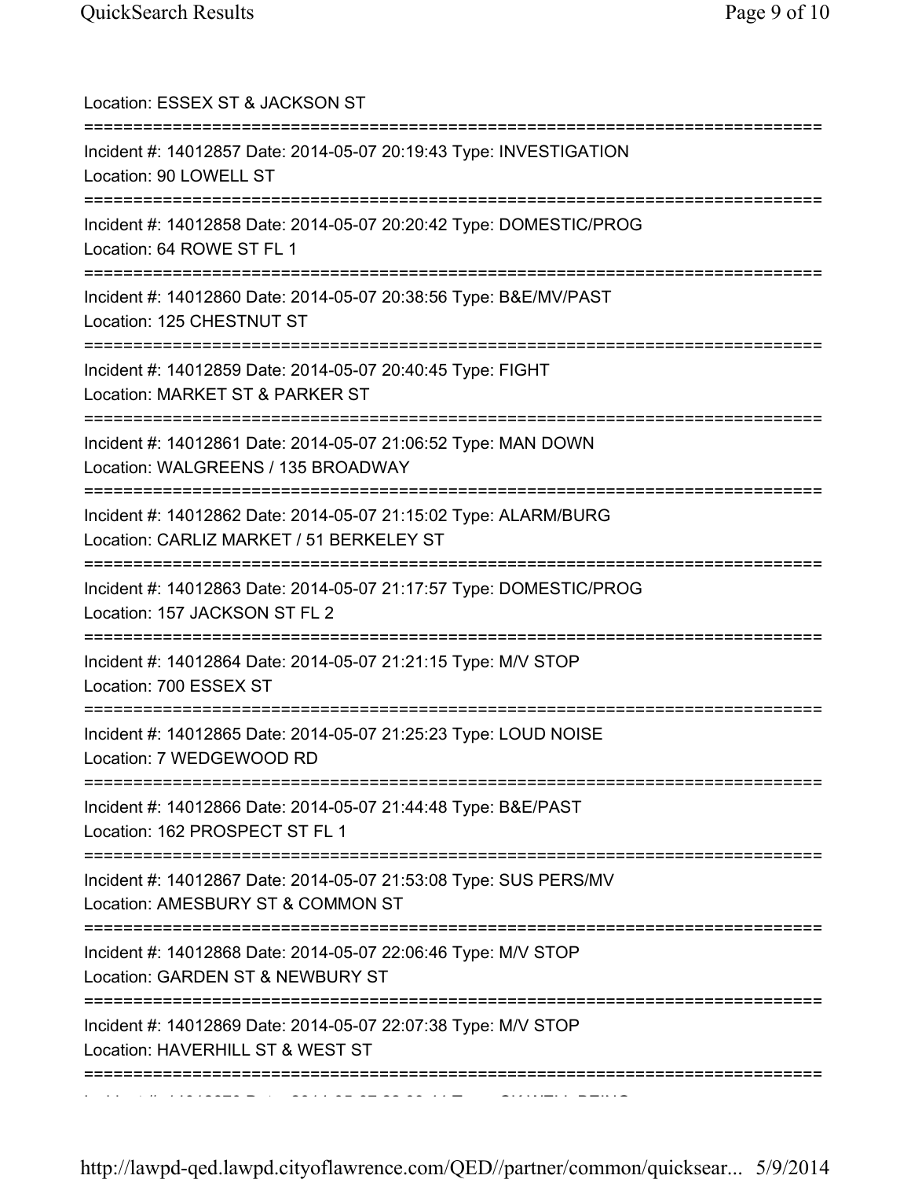Location: ESSEX ST & JACKSON ST

===========================================================================

Incident #: 14012857 Date: 2014-05-07 20:19:43 Type: INVESTIGATION
Location: 90 LOWELL ST

===========================================================================

Incident #: 14012858 Date: 2014-05-07 20:20:42 Type: DOMESTIC/PROG
Location: 64 ROWE ST FL 1

===========================================================================

Incident #: 14012860 Date: 2014-05-07 20:38:56 Type: B&E/MV/PAST
Location: 125 CHESTNUT ST

===========================================================================

Incident #: 14012859 Date: 2014-05-07 20:40:45 Type: FIGHT
Location: MARKET ST & PARKER ST

===========================================================================

Incident #: 14012861 Date: 2014-05-07 21:06:52 Type: MAN DOWN
Location: WALGREENS / 135 BROADWAY

===========================================================================

Incident #: 14012862 Date: 2014-05-07 21:15:02 Type: ALARM/BURG
Location: CARLIZ MARKET / 51 BERKELEY ST

===========================================================================

Incident #: 14012863 Date: 2014-05-07 21:17:57 Type: DOMESTIC/PROG
Location: 157 JACKSON ST FL 2

===========================================================================

Incident #: 14012864 Date: 2014-05-07 21:21:15 Type: M/V STOP
Location: 700 ESSEX ST

===========================================================================

Incident #: 14012865 Date: 2014-05-07 21:25:23 Type: LOUD NOISE
Location: 7 WEDGEWOOD RD

===========================================================================

Incident #: 14012866 Date: 2014-05-07 21:44:48 Type: B&E/PAST
Location: 162 PROSPECT ST FL 1

===========================================================================

Incident #: 14012867 Date: 2014-05-07 21:53:08 Type: SUS PERS/MV
Location: AMESBURY ST & COMMON ST

===========================================================================

Incident #: 14012868 Date: 2014-05-07 22:06:46 Type: M/V STOP
Location: GARDEN ST & NEWBURY ST

===========================================================================

Incident #: 14012869 Date: 2014-05-07 22:07:38 Type: M/V STOP
Location: HAVERHILL ST & WEST ST

===========================================================================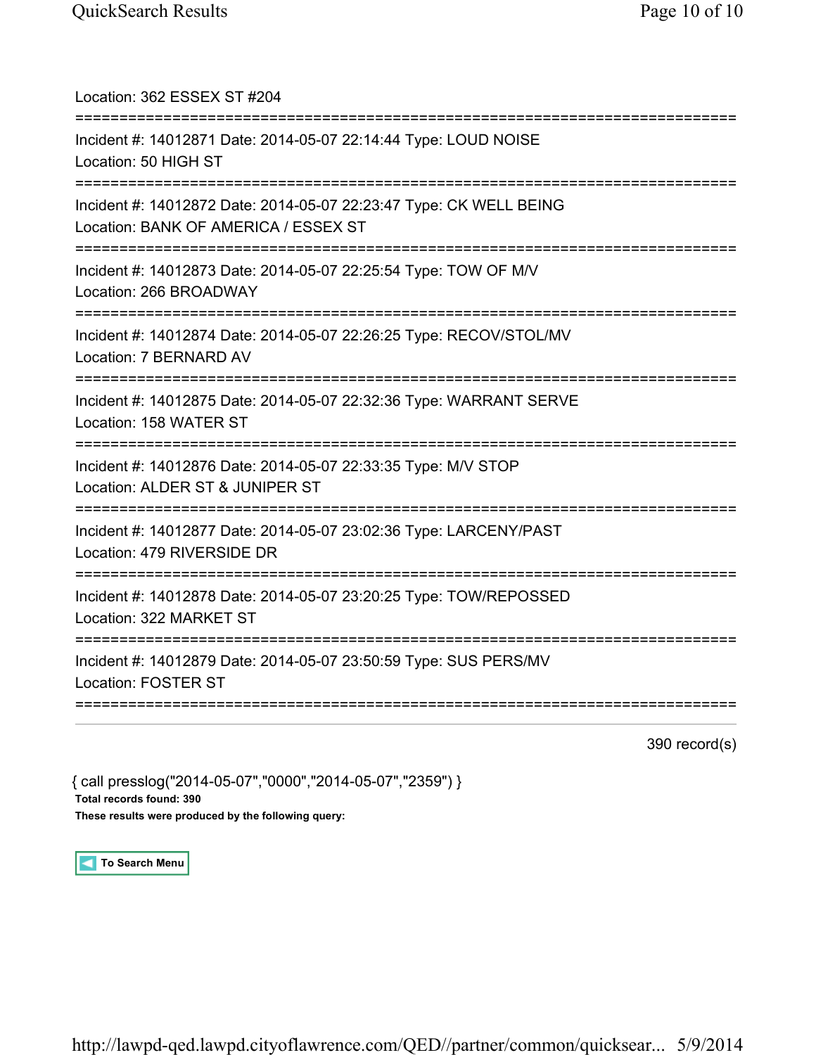Location: 362 ESSEX ST #204

===========================================================================

Incident #: 14012871 Date: 2014-05-07 22:14:44 Type: LOUD NOISE

Location: 50 HIGH ST

===========================================================================

Incident #: 14012872 Date: 2014-05-07 22:23:47 Type: CK WELL BEING

Location: BANK OF AMERICA / ESSEX ST

===========================================================================

Incident #: 14012873 Date: 2014-05-07 22:25:54 Type: TOW OF M/V

Location: 266 BROADWAY

===========================================================================

Incident #: 14012874 Date: 2014-05-07 22:26:25 Type: RECOV/STOL/MV

Location: 7 BERNARD AV

===========================================================================

Incident #: 14012875 Date: 2014-05-07 22:32:36 Type: WARRANT SERVE

Location: 158 WATER ST

===========================================================================

Incident #: 14012876 Date: 2014-05-07 22:33:35 Type: M/V STOP

Location: ALDER ST & JUNIPER ST

===========================================================================

Incident #: 14012877 Date: 2014-05-07 23:02:36 Type: LARCENY/PAST

Location: 479 RIVERSIDE DR

===========================================================================

Incident #: 14012878 Date: 2014-05-07 23:20:25 Type: TOW/REPOSSED

Location: 322 MARKET ST

===========================================================================

Incident #: 14012879 Date: 2014-05-07 23:50:59 Type: SUS PERS/MV

Location: FOSTER ST

===========================================================================

390 record(s)

{ call presslog("2014-05-07","0000","2014-05-07","2359") }

**Total records found: 390**

**These results were produced by the following query:**

To Search Menu